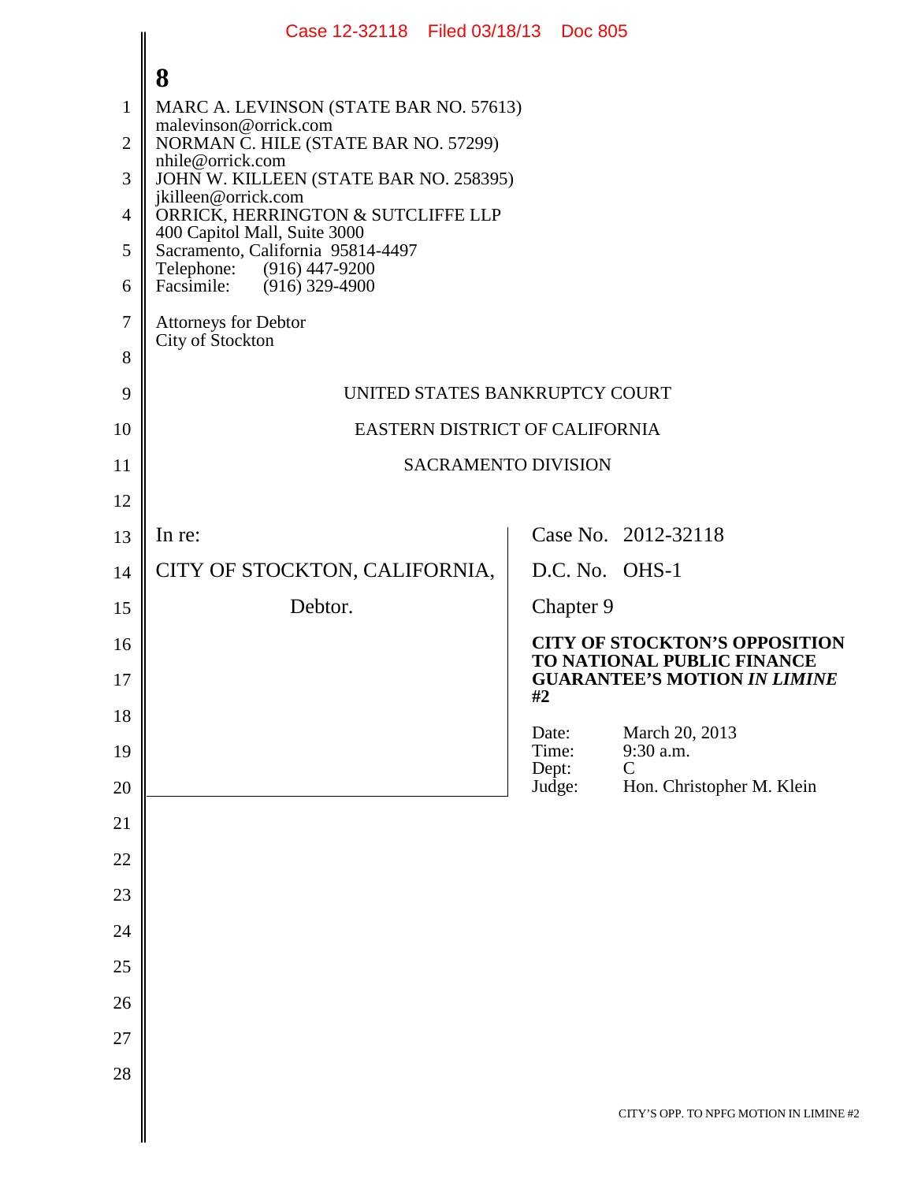MARC A. LEVINSON (STATE BAR NO. 57613)
malevinson@orrick.com
NORMAN C. HILE (STATE BAR NO. 57299)
nhile@orrick.com
JOHN W. KILLEEN (STATE BAR NO. 258395)
jkilleen@orrick.com
ORRICK, HERRINGTON & SUTCLIFFE LLP
400 Capitol Mall, Suite 3000
Sacramento, California 95814-4497
Telephone: (916) 447-9200
Facsimile: (916) 329-4900

Attorneys for Debtor
City of Stockton

UNITED STATES BANKRUPTCY COURT

EASTERN DISTRICT OF CALIFORNIA

SACRAMENTO DIVISION

| | |
|---|---|
| In re:<br><br>CITY OF STOCKTON, CALIFORNIA,<br><br>Debtor. | Case No. 2012-32118<br><br>D.C. No. OHS-1<br><br>Chapter 9<br><br>**CITY OF STOCKTON'S OPPOSITION TO NATIONAL PUBLIC FINANCE GUARANTEE'S MOTION *IN LIMINE* #2**<br><br>Date: March 20, 2013<br>Time: 9:30 a.m.<br>Dept: C<br>Judge: Hon. Christopher M. Klein |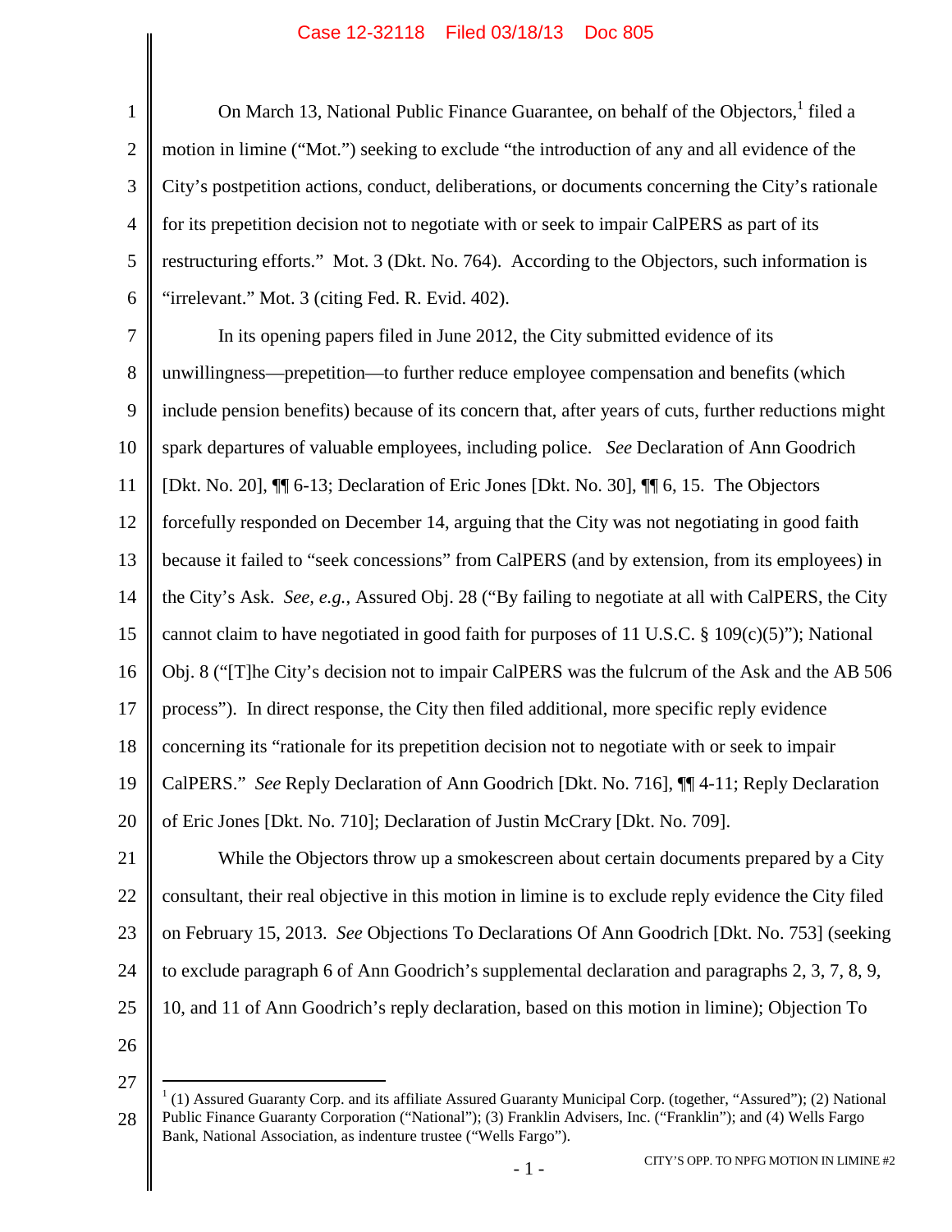On March 13, National Public Finance Guarantee, on behalf of the Objectors,[1] filed a motion in limine ("Mot.") seeking to exclude "the introduction of any and all evidence of the City's postpetition actions, conduct, deliberations, or documents concerning the City's rationale for its prepetition decision not to negotiate with or seek to impair CalPERS as part of its restructuring efforts." Mot. 3 (Dkt. No. 764). According to the Objectors, such information is "irrelevant." Mot. 3 (citing Fed. R. Evid. 402).

In its opening papers filed in June 2012, the City submitted evidence of its unwillingness—prepetition—to further reduce employee compensation and benefits (which include pension benefits) because of its concern that, after years of cuts, further reductions might spark departures of valuable employees, including police. *See* Declaration of Ann Goodrich [Dkt. No. 20], ¶¶ 6-13; Declaration of Eric Jones [Dkt. No. 30], ¶¶ 6, 15. The Objectors forcefully responded on December 14, arguing that the City was not negotiating in good faith because it failed to "seek concessions" from CalPERS (and by extension, from its employees) in the City's Ask. *See, e.g.*, Assured Obj. 28 ("By failing to negotiate at all with CalPERS, the City cannot claim to have negotiated in good faith for purposes of 11 U.S.C. § 109(c)(5)"); National Obj. 8 ("[T]he City's decision not to impair CalPERS was the fulcrum of the Ask and the AB 506 process"). In direct response, the City then filed additional, more specific reply evidence concerning its "rationale for its prepetition decision not to negotiate with or seek to impair CalPERS." *See* Reply Declaration of Ann Goodrich [Dkt. No. 716], ¶¶ 4-11; Reply Declaration of Eric Jones [Dkt. No. 710]; Declaration of Justin McCrary [Dkt. No. 709].

While the Objectors throw up a smokescreen about certain documents prepared by a City consultant, their real objective in this motion in limine is to exclude reply evidence the City filed on February 15, 2013. *See* Objections To Declarations Of Ann Goodrich [Dkt. No. 753] (seeking to exclude paragraph 6 of Ann Goodrich's supplemental declaration and paragraphs 2, 3, 7, 8, 9, 10, and 11 of Ann Goodrich's reply declaration, based on this motion in limine); Objection To

---

[1] (1) Assured Guaranty Corp. and its affiliate Assured Guaranty Municipal Corp. (together, "Assured"); (2) National Public Finance Guaranty Corporation ("National"); (3) Franklin Advisers, Inc. ("Franklin"); and (4) Wells Fargo Bank, National Association, as indenture trustee ("Wells Fargo").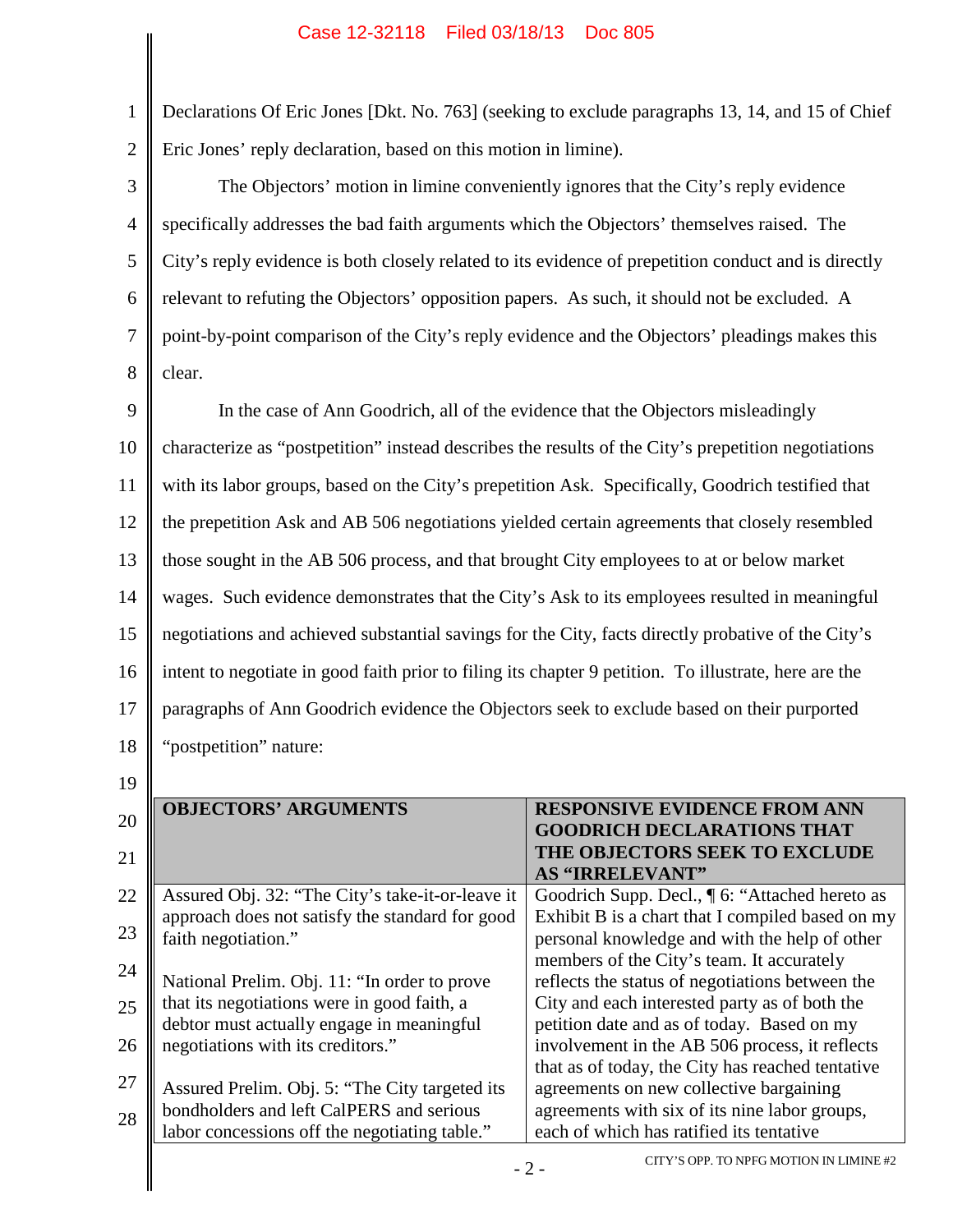Declarations Of Eric Jones [Dkt. No. 763] (seeking to exclude paragraphs 13, 14, and 15 of Chief Eric Jones' reply declaration, based on this motion in limine).

The Objectors' motion in limine conveniently ignores that the City's reply evidence specifically addresses the bad faith arguments which the Objectors' themselves raised. The City's reply evidence is both closely related to its evidence of prepetition conduct and is directly relevant to refuting the Objectors' opposition papers. As such, it should not be excluded. A point-by-point comparison of the City's reply evidence and the Objectors' pleadings makes this clear.

In the case of Ann Goodrich, all of the evidence that the Objectors misleadingly characterize as "postpetition" instead describes the results of the City's prepetition negotiations with its labor groups, based on the City's prepetition Ask. Specifically, Goodrich testified that the prepetition Ask and AB 506 negotiations yielded certain agreements that closely resembled those sought in the AB 506 process, and that brought City employees to at or below market wages. Such evidence demonstrates that the City's Ask to its employees resulted in meaningful negotiations and achieved substantial savings for the City, facts directly probative of the City's intent to negotiate in good faith prior to filing its chapter 9 petition. To illustrate, here are the paragraphs of Ann Goodrich evidence the Objectors seek to exclude based on their purported "postpetition" nature:

| OBJECTORS' ARGUMENTS | RESPONSIVE EVIDENCE FROM ANN GOODRICH DECLARATIONS THAT THE OBJECTORS SEEK TO EXCLUDE AS "IRRELEVANT" |
|---|---|
| Assured Obj. 32: "The City's take-it-or-leave it approach does not satisfy the standard for good faith negotiation."<br><br>National Prelim. Obj. 11: "In order to prove that its negotiations were in good faith, a debtor must actually engage in meaningful negotiations with its creditors."<br><br>Assured Prelim. Obj. 5: "The City targeted its bondholders and left CalPERS and serious labor concessions off the negotiating table." | Goodrich Supp. Decl., ¶ 6: "Attached hereto as Exhibit B is a chart that I compiled based on my personal knowledge and with the help of other members of the City's team. It accurately reflects the status of negotiations between the City and each interested party as of both the petition date and as of today. Based on my involvement in the AB 506 process, it reflects that as of today, the City has reached tentative agreements on new collective bargaining agreements with six of its nine labor groups, each of which has ratified its tentative |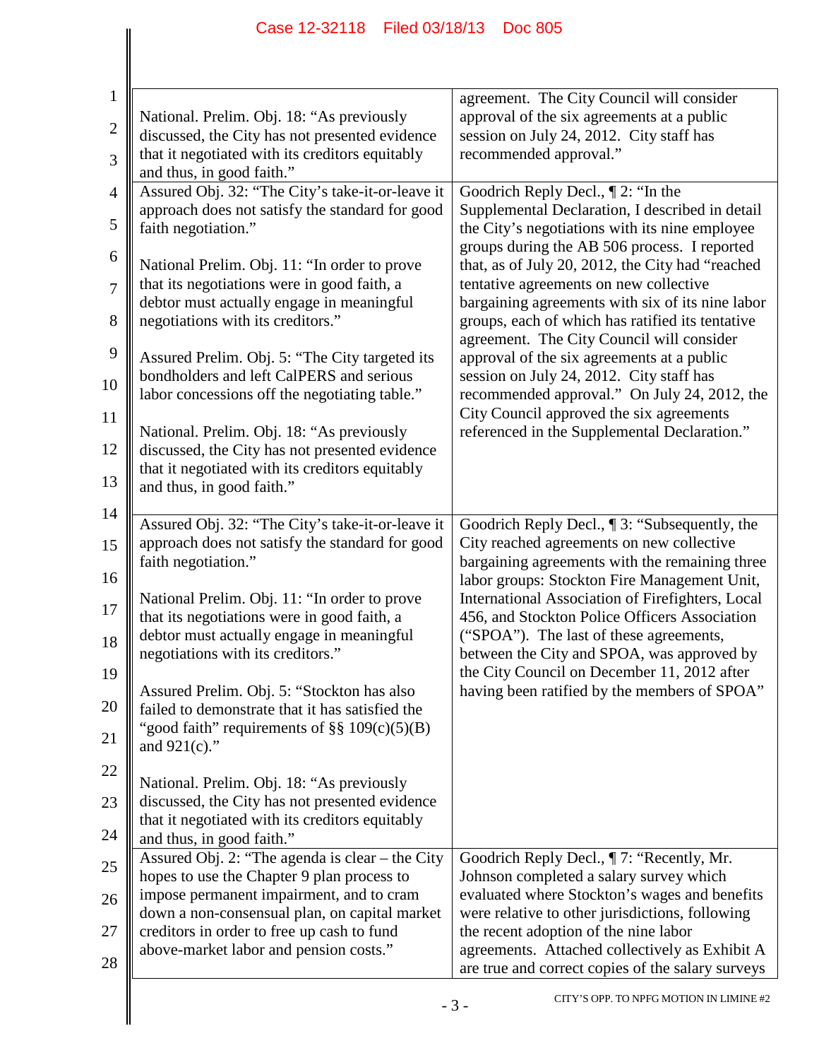| | |
|---|---|
| National. Prelim. Obj. 18: "As previously discussed, the City has not presented evidence that it negotiated with its creditors equitably and thus, in good faith." | agreement. The City Council will consider approval of the six agreements at a public session on July 24, 2012. City staff has recommended approval." |
| Assured Obj. 32: "The City's take-it-or-leave it approach does not satisfy the standard for good faith negotiation."<br><br>National Prelim. Obj. 11: "In order to prove that its negotiations were in good faith, a debtor must actually engage in meaningful negotiations with its creditors."<br><br>Assured Prelim. Obj. 5: "The City targeted its bondholders and left CalPERS and serious labor concessions off the negotiating table."<br><br>National. Prelim. Obj. 18: "As previously discussed, the City has not presented evidence that it negotiated with its creditors equitably and thus, in good faith." | Goodrich Reply Decl., ¶ 2: "In the Supplemental Declaration, I described in detail the City's negotiations with its nine employee groups during the AB 506 process. I reported that, as of July 20, 2012, the City had "reached tentative agreements on new collective bargaining agreements with six of its nine labor groups, each of which has ratified its tentative agreement. The City Council will consider approval of the six agreements at a public session on July 24, 2012. City staff has recommended approval." On July 24, 2012, the City Council approved the six agreements referenced in the Supplemental Declaration." |
| Assured Obj. 32: "The City's take-it-or-leave it approach does not satisfy the standard for good faith negotiation."<br><br>National Prelim. Obj. 11: "In order to prove that its negotiations were in good faith, a debtor must actually engage in meaningful negotiations with its creditors."<br><br>Assured Prelim. Obj. 5: "Stockton has also failed to demonstrate that it has satisfied the "good faith" requirements of §§ 109(c)(5)(B) and 921(c)."<br><br>National. Prelim. Obj. 18: "As previously discussed, the City has not presented evidence that it negotiated with its creditors equitably and thus, in good faith." | Goodrich Reply Decl., ¶ 3: "Subsequently, the City reached agreements on new collective bargaining agreements with the remaining three labor groups: Stockton Fire Management Unit, International Association of Firefighters, Local 456, and Stockton Police Officers Association ("SPOA"). The last of these agreements, between the City and SPOA, was approved by the City Council on December 11, 2012 after having been ratified by the members of SPOA" |
| Assured Obj. 2: "The agenda is clear – the City hopes to use the Chapter 9 plan process to impose permanent impairment, and to cram down a non-consensual plan, on capital market creditors in order to free up cash to fund above-market labor and pension costs." | Goodrich Reply Decl., ¶ 7: "Recently, Mr. Johnson completed a salary survey which evaluated where Stockton's wages and benefits were relative to other jurisdictions, following the recent adoption of the nine labor agreements. Attached collectively as Exhibit A are true and correct copies of the salary surveys |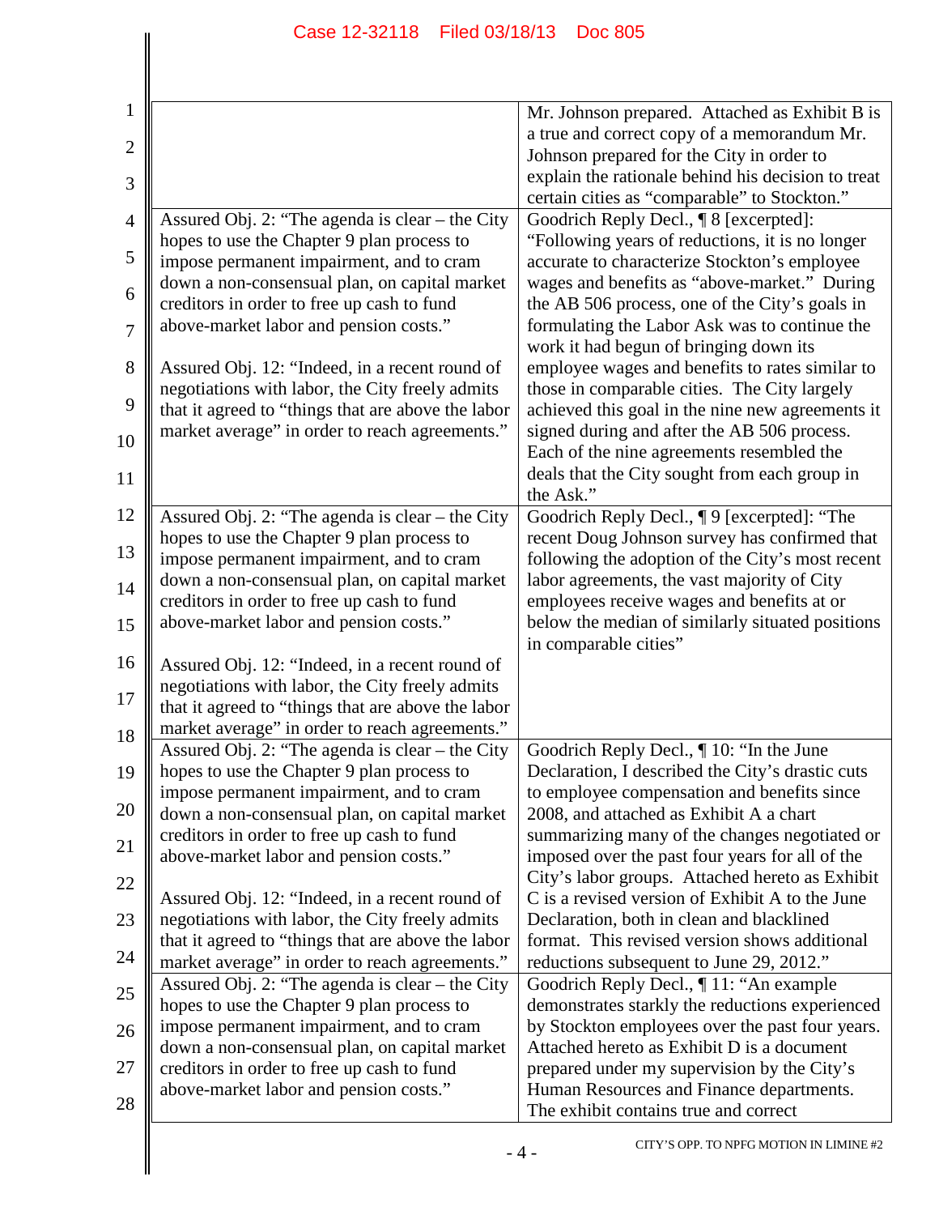| | |
|---|---|
| | Mr. Johnson prepared. Attached as Exhibit B is a true and correct copy of a memorandum Mr. Johnson prepared for the City in order to explain the rationale behind his decision to treat certain cities as "comparable" to Stockton." |
| Assured Obj. 2: "The agenda is clear – the City hopes to use the Chapter 9 plan process to impose permanent impairment, and to cram down a non-consensual plan, on capital market creditors in order to free up cash to fund above-market labor and pension costs."<br><br>Assured Obj. 12: "Indeed, in a recent round of negotiations with labor, the City freely admits that it agreed to "things that are above the labor market average" in order to reach agreements." | Goodrich Reply Decl., ¶ 8 [excerpted]: "Following years of reductions, it is no longer accurate to characterize Stockton's employee wages and benefits as "above-market." During the AB 506 process, one of the City's goals in formulating the Labor Ask was to continue the work it had begun of bringing down its employee wages and benefits to rates similar to those in comparable cities. The City largely achieved this goal in the nine new agreements it signed during and after the AB 506 process. Each of the nine agreements resembled the deals that the City sought from each group in the Ask." |
| Assured Obj. 2: "The agenda is clear – the City hopes to use the Chapter 9 plan process to impose permanent impairment, and to cram down a non-consensual plan, on capital market creditors in order to free up cash to fund above-market labor and pension costs."<br><br>Assured Obj. 12: "Indeed, in a recent round of negotiations with labor, the City freely admits that it agreed to "things that are above the labor market average" in order to reach agreements." | Goodrich Reply Decl., ¶ 9 [excerpted]: "The recent Doug Johnson survey has confirmed that following the adoption of the City's most recent labor agreements, the vast majority of City employees receive wages and benefits at or below the median of similarly situated positions in comparable cities" |
| Assured Obj. 2: "The agenda is clear – the City hopes to use the Chapter 9 plan process to impose permanent impairment, and to cram down a non-consensual plan, on capital market creditors in order to free up cash to fund above-market labor and pension costs."<br><br>Assured Obj. 12: "Indeed, in a recent round of negotiations with labor, the City freely admits that it agreed to "things that are above the labor market average" in order to reach agreements." | Goodrich Reply Decl., ¶ 10: "In the June Declaration, I described the City's drastic cuts to employee compensation and benefits since 2008, and attached as Exhibit A a chart summarizing many of the changes negotiated or imposed over the past four years for all of the City's labor groups. Attached hereto as Exhibit C is a revised version of Exhibit A to the June Declaration, both in clean and blacklined format. This revised version shows additional reductions subsequent to June 29, 2012." |
| Assured Obj. 2: "The agenda is clear – the City hopes to use the Chapter 9 plan process to impose permanent impairment, and to cram down a non-consensual plan, on capital market creditors in order to free up cash to fund above-market labor and pension costs." | Goodrich Reply Decl., ¶ 11: "An example demonstrates starkly the reductions experienced by Stockton employees over the past four years. Attached hereto as Exhibit D is a document prepared under my supervision by the City's Human Resources and Finance departments. The exhibit contains true and correct |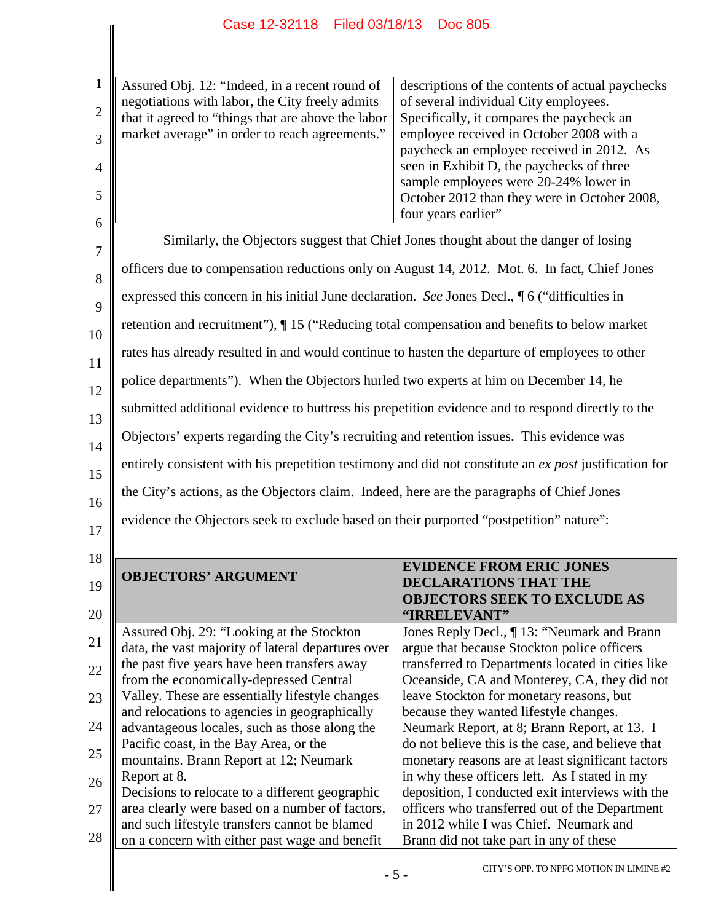| | |
|---|---|
| Assured Obj. 12: "Indeed, in a recent round of negotiations with labor, the City freely admits that it agreed to "things that are above the labor market average" in order to reach agreements." | descriptions of the contents of actual paychecks of several individual City employees. Specifically, it compares the paycheck an employee received in October 2008 with a paycheck an employee received in 2012. As seen in Exhibit D, the paychecks of three sample employees were 20-24% lower in October 2012 than they were in October 2008, four years earlier" |

Similarly, the Objectors suggest that Chief Jones thought about the danger of losing officers due to compensation reductions only on August 14, 2012. Mot. 6. In fact, Chief Jones expressed this concern in his initial June declaration. *See* Jones Decl., ¶ 6 ("difficulties in retention and recruitment"), ¶ 15 ("Reducing total compensation and benefits to below market rates has already resulted in and would continue to hasten the departure of employees to other police departments"). When the Objectors hurled two experts at him on December 14, he submitted additional evidence to buttress his prepetition evidence and to respond directly to the Objectors' experts regarding the City's recruiting and retention issues. This evidence was entirely consistent with his prepetition testimony and did not constitute an *ex post* justification for the City's actions, as the Objectors claim. Indeed, here are the paragraphs of Chief Jones evidence the Objectors seek to exclude based on their purported "postpetition" nature":

| **OBJECTORS' ARGUMENT** | **EVIDENCE FROM ERIC JONES DECLARATIONS THAT THE OBJECTORS SEEK TO EXCLUDE AS "IRRELEVANT"** |
|---|---|
| Assured Obj. 29: "Looking at the Stockton data, the vast majority of lateral departures over the past five years have been transfers away from the economically-depressed Central Valley. These are essentially lifestyle changes and relocations to agencies in geographically advantageous locales, such as those along the Pacific coast, in the Bay Area, or the mountains. Brann Report at 12; Neumark Report at 8. Decisions to relocate to a different geographic area clearly were based on a number of factors, and such lifestyle transfers cannot be blamed on a concern with either past wage and benefit | Jones Reply Decl., ¶ 13: "Neumark and Brann argue that because Stockton police officers transferred to Departments located in cities like Oceanside, CA and Monterey, CA, they did not leave Stockton for monetary reasons, but because they wanted lifestyle changes. Neumark Report, at 8; Brann Report, at 13. I do not believe this is the case, and believe that monetary reasons are at least significant factors in why these officers left. As I stated in my deposition, I conducted exit interviews with the officers who transferred out of the Department in 2012 while I was Chief. Neumark and Brann did not take part in any of these |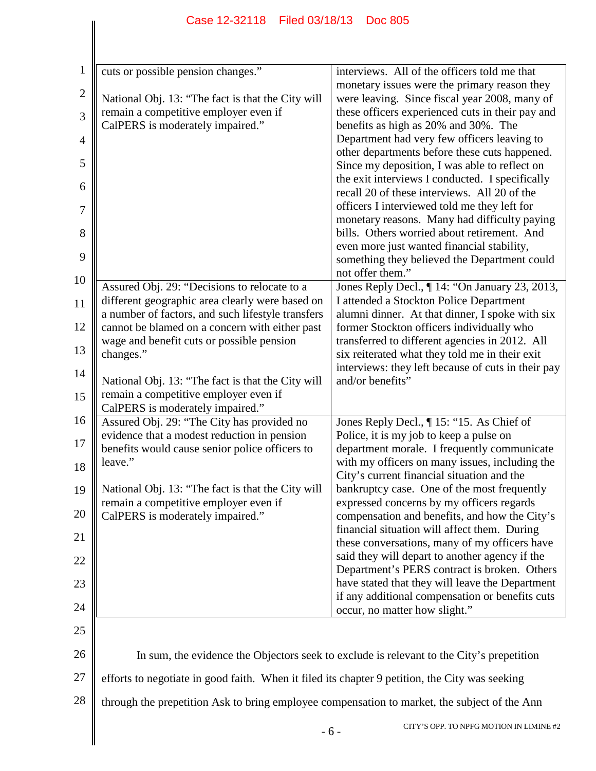| | |
|---|---|
| cuts or possible pension changes."<br><br>National Obj. 13: "The fact is that the City will remain a competitive employer even if CalPERS is moderately impaired." | interviews. All of the officers told me that monetary issues were the primary reason they were leaving. Since fiscal year 2008, many of these officers experienced cuts in their pay and benefits as high as 20% and 30%. The Department had very few officers leaving to other departments before these cuts happened. Since my deposition, I was able to reflect on the exit interviews I conducted. I specifically recall 20 of these interviews. All 20 of the officers I interviewed told me they left for monetary reasons. Many had difficulty paying bills. Others worried about retirement. And even more just wanted financial stability, something they believed the Department could not offer them." |
| Assured Obj. 29: "Decisions to relocate to a different geographic area clearly were based on a number of factors, and such lifestyle transfers cannot be blamed on a concern with either past wage and benefit cuts or possible pension changes."<br><br>National Obj. 13: "The fact is that the City will remain a competitive employer even if CalPERS is moderately impaired." | Jones Reply Decl., ¶ 14: "On January 23, 2013, I attended a Stockton Police Department alumni dinner. At that dinner, I spoke with six former Stockton officers individually who transferred to different agencies in 2012. All six reiterated what they told me in their exit interviews: they left because of cuts in their pay and/or benefits" |
| Assured Obj. 29: "The City has provided no evidence that a modest reduction in pension benefits would cause senior police officers to leave."<br><br>National Obj. 13: "The fact is that the City will remain a competitive employer even if CalPERS is moderately impaired." | Jones Reply Decl., ¶ 15: "15. As Chief of Police, it is my job to keep a pulse on department morale. I frequently communicate with my officers on many issues, including the City's current financial situation and the bankruptcy case. One of the most frequently expressed concerns by my officers regards compensation and benefits, and how the City's financial situation will affect them. During these conversations, many of my officers have said they will depart to another agency if the Department's PERS contract is broken. Others have stated that they will leave the Department if any additional compensation or benefits cuts occur, no matter how slight." |

In sum, the evidence the Objectors seek to exclude is relevant to the City's prepetition efforts to negotiate in good faith. When it filed its chapter 9 petition, the City was seeking through the prepetition Ask to bring employee compensation to market, the subject of the Ann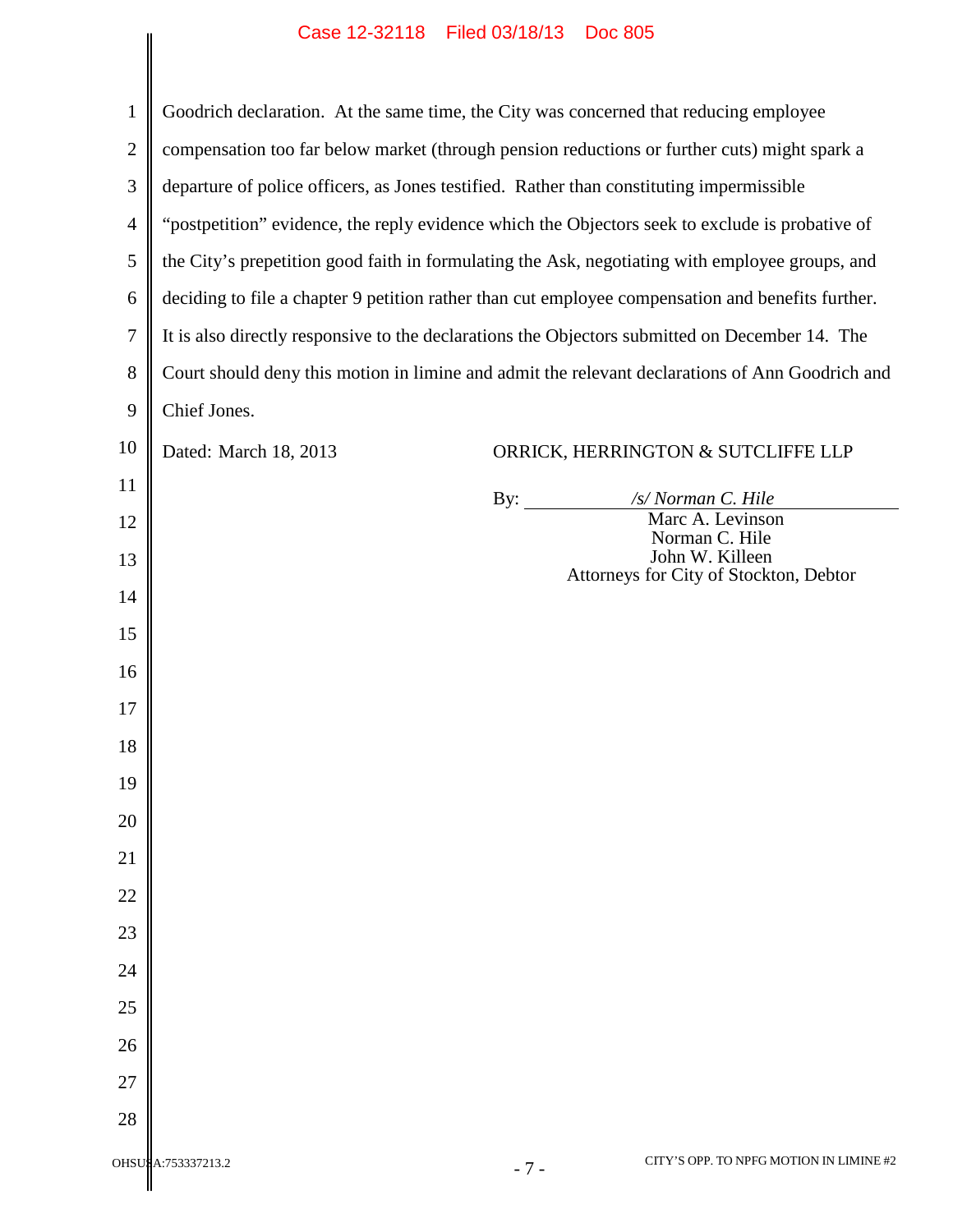Goodrich declaration. At the same time, the City was concerned that reducing employee compensation too far below market (through pension reductions or further cuts) might spark a departure of police officers, as Jones testified. Rather than constituting impermissible "postpetition" evidence, the reply evidence which the Objectors seek to exclude is probative of the City's prepetition good faith in formulating the Ask, negotiating with employee groups, and deciding to file a chapter 9 petition rather than cut employee compensation and benefits further. It is also directly responsive to the declarations the Objectors submitted on December 14. The Court should deny this motion in limine and admit the relevant declarations of Ann Goodrich and Chief Jones.

Dated: March 18, 2013

ORRICK, HERRINGTON & SUTCLIFFE LLP

By: */s/ Norman C. Hile*
Marc A. Levinson
Norman C. Hile
John W. Killeen
Attorneys for City of Stockton, Debtor